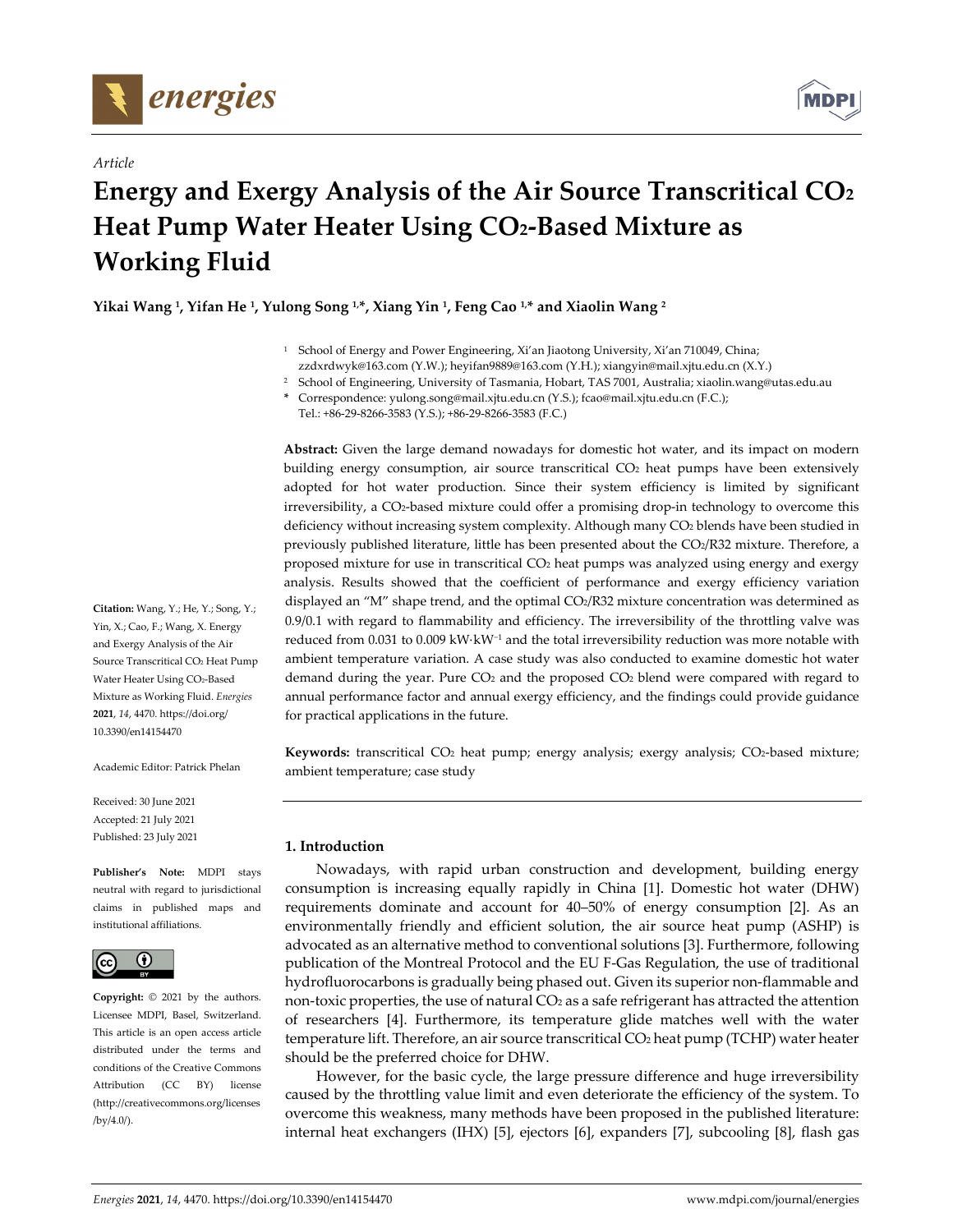*Article*

# Energy and Exergy Analysis of the Air Source Transcritical $CO_2$ Heat Pump Water Heater Using $CO_2$-Based Mixture as Working Fluid

**Yikai Wang [1], Yifan He [1], Yulong Song [1,*], Xiang Yin [1], Feng Cao [1,*] and Xiaolin Wang [2]**

[1] School of Energy and Power Engineering, Xi'an Jiaotong University, Xi'an 710049, China; zzdxrdwyk@163.com (Y.W.); heyifan9889@163.com (Y.H.); xiangyin@mail.xjtu.edu.cn (X.Y.)

[2] School of Engineering, University of Tasmania, Hobart, TAS 7001, Australia; xiaolin.wang@utas.edu.au

* Correspondence: yulong.song@mail.xjtu.edu.cn (Y.S.); fcao@mail.xjtu.edu.cn (F.C.); Tel.: +86-29-8266-3583 (Y.S.); +86-29-8266-3583 (F.C.)

**Abstract:** Given the large demand nowadays for domestic hot water, and its impact on modern building energy consumption, air source transcritical $CO_2$ heat pumps have been extensively adopted for hot water production. Since their system efficiency is limited by significant irreversibility, a $CO_2$-based mixture could offer a promising drop-in technology to overcome this deficiency without increasing system complexity. Although many $CO_2$ blends have been studied in previously published literature, little has been presented about the $CO_2$/R32 mixture. Therefore, a proposed mixture for use in transcritical $CO_2$ heat pumps was analyzed using energy and exergy analysis. Results showed that the coefficient of performance and exergy efficiency variation displayed an "M" shape trend, and the optimal $CO_2$/R32 mixture concentration was determined as 0.9/0.1 with regard to flammability and efficiency. The irreversibility of the throttling valve was reduced from 0.031 to 0.009 $kW \cdot kW^{-1}$ and the total irreversibility reduction was more notable with ambient temperature variation. A case study was also conducted to examine domestic hot water demand during the year. Pure $CO_2$ and the proposed $CO_2$ blend were compared with regard to annual performance factor and annual exergy efficiency, and the findings could provide guidance for practical applications in the future.

**Keywords:** transcritical $CO_2$ heat pump; energy analysis; exergy analysis; $CO_2$-based mixture; ambient temperature; case study

**Citation:** Wang, Y.; He, Y.; Song, Y.; Yin, X.; Cao, F.; Wang, X. Energy and Exergy Analysis of the Air Source Transcritical $CO_2$ Heat Pump Water Heater Using $CO_2$-Based Mixture as Working Fluid. *Energies* **2021**, *14*, 4470. https://doi.org/10.3390/en14154470

Academic Editor: Patrick Phelan

Received: 30 June 2021
Accepted: 21 July 2021
Published: 23 July 2021

**Publisher's Note:** MDPI stays neutral with regard to jurisdictional claims in published maps and institutional affiliations.

**Copyright:** © 2021 by the authors. Licensee MDPI, Basel, Switzerland. This article is an open access article distributed under the terms and conditions of the Creative Commons Attribution (CC BY) license (http://creativecommons.org/licenses/by/4.0/).

## 1. Introduction

Nowadays, with rapid urban construction and development, building energy consumption is increasing equally rapidly in China [1]. Domestic hot water (DHW) requirements dominate and account for 40–50% of energy consumption [2]. As an environmentally friendly and efficient solution, the air source heat pump (ASHP) is advocated as an alternative method to conventional solutions [3]. Furthermore, following publication of the Montreal Protocol and the EU F-Gas Regulation, the use of traditional hydrofluorocarbons is gradually being phased out. Given its superior non-flammable and non-toxic properties, the use of natural $CO_2$ as a safe refrigerant has attracted the attention of researchers [4]. Furthermore, its temperature glide matches well with the water temperature lift. Therefore, an air source transcritical $CO_2$ heat pump (TCHP) water heater should be the preferred choice for DHW.

However, for the basic cycle, the large pressure difference and huge irreversibility caused by the throttling value limit and even deteriorate the efficiency of the system. To overcome this weakness, many methods have been proposed in the published literature: internal heat exchangers (IHX) [5], ejectors [6], expanders [7], subcooling [8], flash gas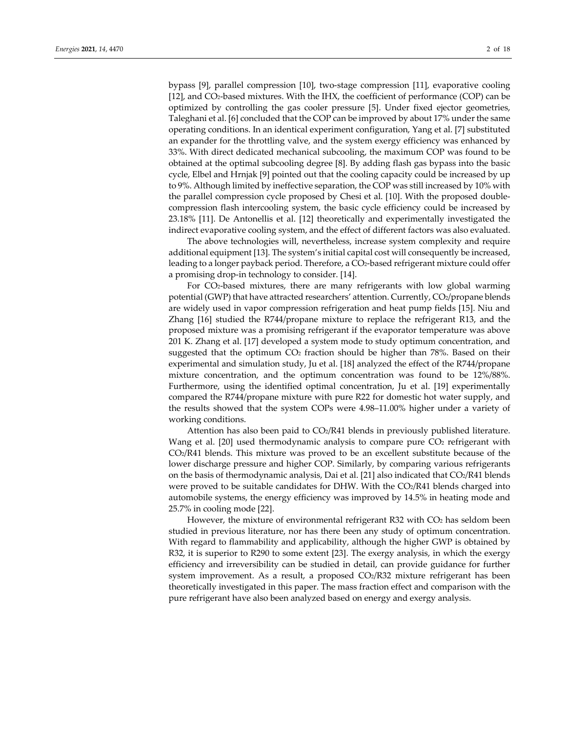bypass [9], parallel compression [10], two-stage compression [11], evaporative cooling [12], and $CO_2$-based mixtures. With the IHX, the coefficient of performance (COP) can be optimized by controlling the gas cooler pressure [5]. Under fixed ejector geometries, Taleghani et al. [6] concluded that the COP can be improved by about 17% under the same operating conditions. In an identical experiment configuration, Yang et al. [7] substituted an expander for the throttling valve, and the system exergy efficiency was enhanced by 33%. With direct dedicated mechanical subcooling, the maximum COP was found to be obtained at the optimal subcooling degree [8]. By adding flash gas bypass into the basic cycle, Elbel and Hrnjak [9] pointed out that the cooling capacity could be increased by up to 9%. Although limited by ineffective separation, the COP was still increased by 10% with the parallel compression cycle proposed by Chesi et al. [10]. With the proposed double-compression flash intercooling system, the basic cycle efficiency could be increased by 23.18% [11]. De Antonellis et al. [12] theoretically and experimentally investigated the indirect evaporative cooling system, and the effect of different factors was also evaluated.

The above technologies will, nevertheless, increase system complexity and require additional equipment [13]. The system's initial capital cost will consequently be increased, leading to a longer payback period. Therefore, a $CO_2$-based refrigerant mixture could offer a promising drop-in technology to consider. [14].

For $CO_2$-based mixtures, there are many refrigerants with low global warming potential (GWP) that have attracted researchers' attention. Currently, $CO_2$/propane blends are widely used in vapor compression refrigeration and heat pump fields [15]. Niu and Zhang [16] studied the R744/propane mixture to replace the refrigerant R13, and the proposed mixture was a promising refrigerant if the evaporator temperature was above 201 K. Zhang et al. [17] developed a system mode to study optimum concentration, and suggested that the optimum $CO_2$ fraction should be higher than 78%. Based on their experimental and simulation study, Ju et al. [18] analyzed the effect of the R744/propane mixture concentration, and the optimum concentration was found to be 12%/88%. Furthermore, using the identified optimal concentration, Ju et al. [19] experimentally compared the R744/propane mixture with pure R22 for domestic hot water supply, and the results showed that the system COPs were 4.98–11.00% higher under a variety of working conditions.

Attention has also been paid to $CO_2$/R41 blends in previously published literature. Wang et al. [20] used thermodynamic analysis to compare pure $CO_2$ refrigerant with $CO_2$/R41 blends. This mixture was proved to be an excellent substitute because of the lower discharge pressure and higher COP. Similarly, by comparing various refrigerants on the basis of thermodynamic analysis, Dai et al. [21] also indicated that $CO_2$/R41 blends were proved to be suitable candidates for DHW. With the $CO_2$/R41 blends charged into automobile systems, the energy efficiency was improved by 14.5% in heating mode and 25.7% in cooling mode [22].

However, the mixture of environmental refrigerant R32 with $CO_2$ has seldom been studied in previous literature, nor has there been any study of optimum concentration. With regard to flammability and applicability, although the higher GWP is obtained by R32, it is superior to R290 to some extent [23]. The exergy analysis, in which the exergy efficiency and irreversibility can be studied in detail, can provide guidance for further system improvement. As a result, a proposed $CO_2$/R32 mixture refrigerant has been theoretically investigated in this paper. The mass fraction effect and comparison with the pure refrigerant have also been analyzed based on energy and exergy analysis.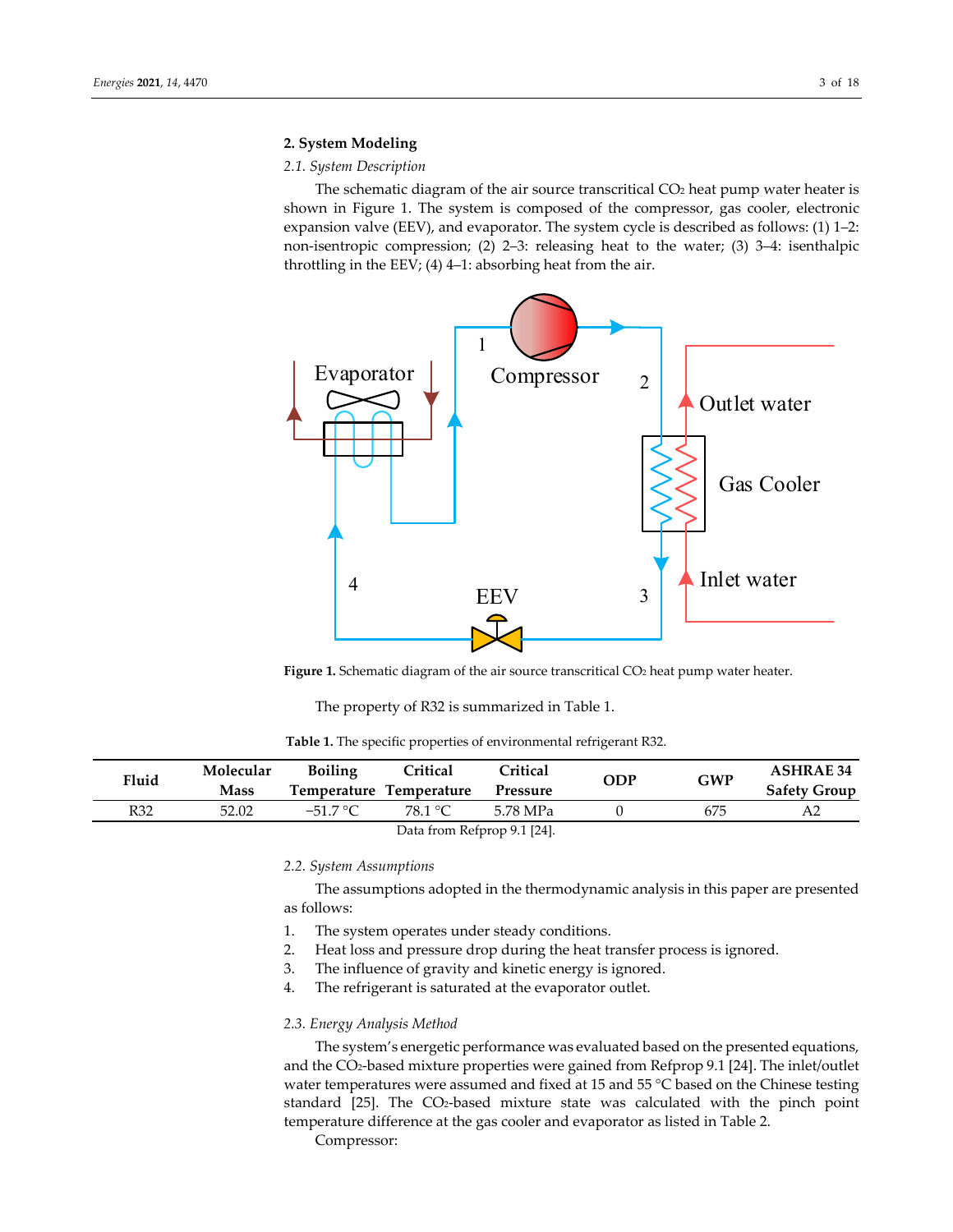## 2. System Modeling

### *2.1. System Description*

The schematic diagram of the air source transcritical $CO_2$ heat pump water heater is shown in Figure 1. The system is composed of the compressor, gas cooler, electronic expansion valve (EEV), and evaporator. The system cycle is described as follows: (1) 1–2: non-isentropic compression; (2) 2–3: releasing heat to the water; (3) 3–4: isenthalpic throttling in the EEV; (4) 4–1: absorbing heat from the air.

**Figure 1.** Schematic diagram of the air source transcritical $CO_2$ heat pump water heater.

The property of R32 is summarized in Table 1.

**Table 1.** The specific properties of environmental refrigerant R32.

| Fluid | Molecular Mass | Boiling Temperature | Critical Temperature | Critical Pressure | ODP | GWP | ASHRAE 34 Safety Group |
|---|---|---|---|---|---|---|---|
| R32 | 52.02 | −51.7 °C | 78.1 °C | 5.78 MPa | 0 | 675 | A2 |

Data from Refprop 9.1 [24].

### *2.2. System Assumptions*

The assumptions adopted in the thermodynamic analysis in this paper are presented as follows:

1. The system operates under steady conditions.
2. Heat loss and pressure drop during the heat transfer process is ignored.
3. The influence of gravity and kinetic energy is ignored.
4. The refrigerant is saturated at the evaporator outlet.

### *2.3. Energy Analysis Method*

The system's energetic performance was evaluated based on the presented equations, and the $CO_2$-based mixture properties were gained from Refprop 9.1 [24]. The inlet/outlet water temperatures were assumed and fixed at 15 and 55 °C based on the Chinese testing standard [25]. The $CO_2$-based mixture state was calculated with the pinch point temperature difference at the gas cooler and evaporator as listed in Table 2.

Compressor: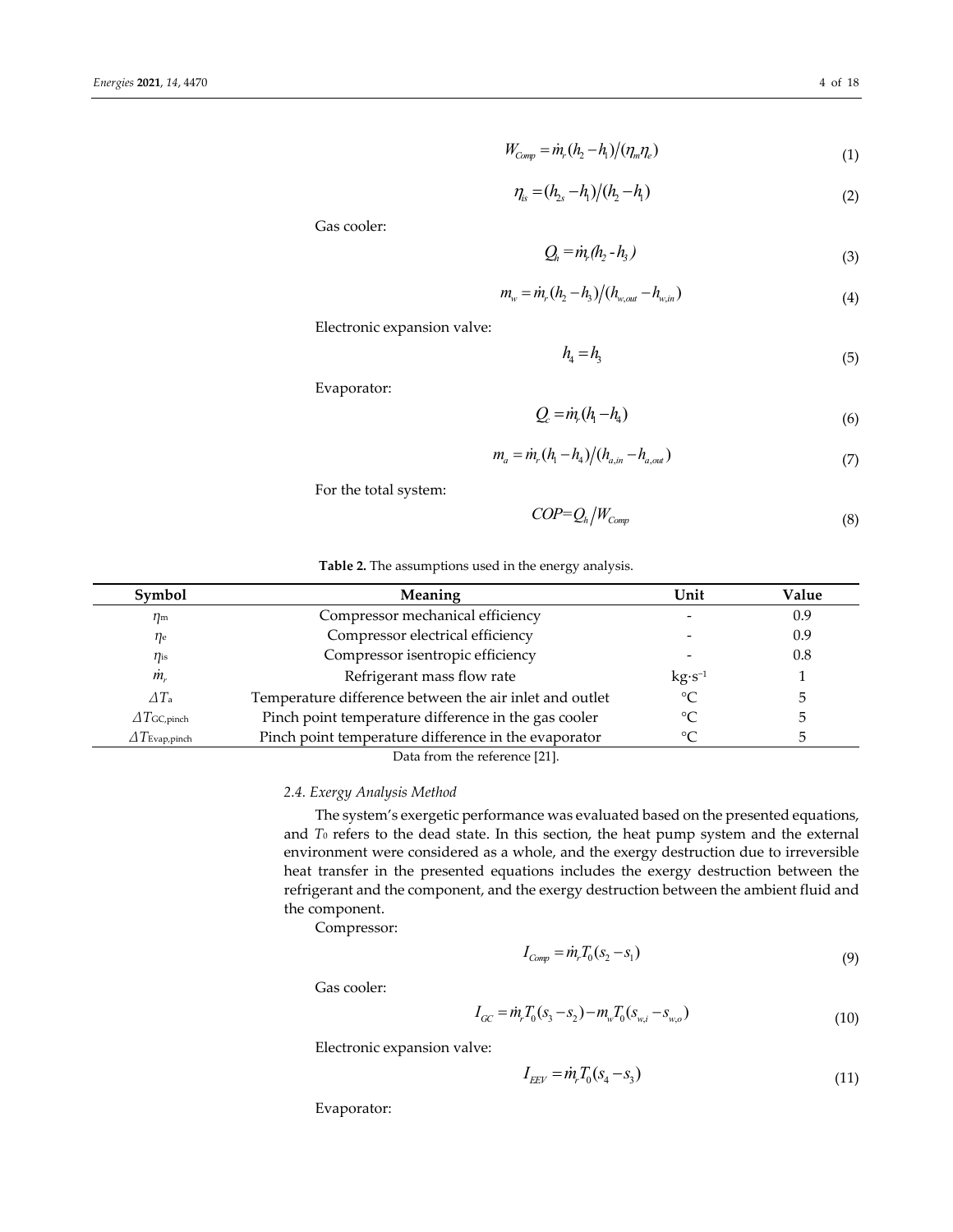$$W_{Comp} = \dot{m}_r (h_2 - h_1) / (\eta_m \eta_e) \quad (1)$$

$$\eta_{is} = (h_{2s} - h_1) / (h_2 - h_1) \quad (2)$$

Gas cooler:

$$Q_h = \dot{m}_r (h_2 - h_3) \quad (3)$$

$$m_w = \dot{m}_r (h_2 - h_3) / (h_{w,out} - h_{w,in}) \quad (4)$$

Electronic expansion valve:

$$h_4 = h_3 \quad (5)$$

Evaporator:

$$Q_c = \dot{m}_r (h_1 - h_4) \quad (6)$$

$$m_a = \dot{m}_r (h_1 - h_4) / (h_{a,in} - h_{a,out}) \quad (7)$$

For the total system:

$$COP = Q_h / W_{Comp} \quad (8)$$

**Table 2.** The assumptions used in the energy analysis.

| Symbol | Meaning | Unit | Value |
|---|---|---|---|
| $\eta_m$ | Compressor mechanical efficiency | - | 0.9 |
| $\eta_e$ | Compressor electrical efficiency | - | 0.9 |
| $\eta_{is}$ | Compressor isentropic efficiency | - | 0.8 |
| $\dot{m}_r$ | Refrigerant mass flow rate | $kg \cdot s^{-1}$ | 1 |
| $\Delta T_a$ | Temperature difference between the air inlet and outlet | °C | 5 |
| $\Delta T_{GC,pinch}$ | Pinch point temperature difference in the gas cooler | °C | 5 |
| $\Delta T_{Evap,pinch}$ | Pinch point temperature difference in the evaporator | °C | 5 |

Data from the reference [21].

### 2.4. Exergy Analysis Method

The system's exergetic performance was evaluated based on the presented equations, and $T_0$ refers to the dead state. In this section, the heat pump system and the external environment were considered as a whole, and the exergy destruction due to irreversible heat transfer in the presented equations includes the exergy destruction between the refrigerant and the component, and the exergy destruction between the ambient fluid and the component.

Compressor:

$$I_{Comp} = \dot{m}_r T_0 (s_2 - s_1) \quad (9)$$

Gas cooler:

$$I_{GC} = \dot{m}_r T_0 (s_3 - s_2) - m_w T_0 (s_{w,i} - s_{w,o}) \quad (10)$$

Electronic expansion valve:

$$I_{EEV} = \dot{m}_r T_0 (s_4 - s_3) \quad (11)$$

Evaporator: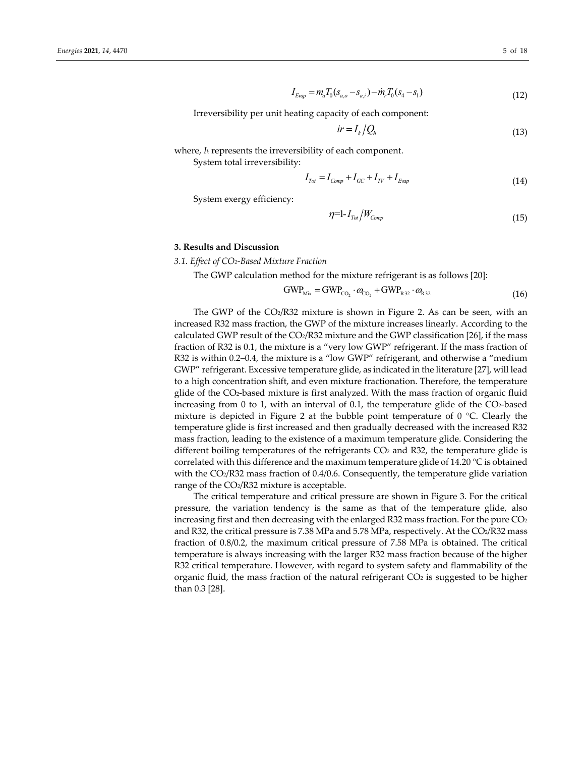$$I_{Evap} = m_a T_0 (s_{a,o} - s_{a,i}) - \dot{m}_r T_0 (s_4 - s_1) \tag{12}$$

Irreversibility per unit heating capacity of each component:

$$ir = I_k / Q_h \tag{13}$$

where, $I_k$ represents the irreversibility of each component.

System total irreversibility:

$$I_{Tot} = I_{Comp} + I_{GC} + I_{TV} + I_{Evap} \tag{14}$$

System exergy efficiency:

$$\eta = 1 - I_{Tot} / W_{Comp} \tag{15}$$

## 3. Results and Discussion

### *3.1. Effect of $CO_2$-Based Mixture Fraction*

The GWP calculation method for the mixture refrigerant is as follows [20]:

$$\mathrm{GWP_{Mix}} = \mathrm{GWP_{CO_2}} \cdot \omega_{\mathrm{CO_2}} + \mathrm{GWP_{R32}} \cdot \omega_{\mathrm{R32}} \tag{16}$$

The GWP of the $CO_2$/R32 mixture is shown in Figure 2. As can be seen, with an increased R32 mass fraction, the GWP of the mixture increases linearly. According to the calculated GWP result of the $CO_2$/R32 mixture and the GWP classification [26], if the mass fraction of R32 is 0.1, the mixture is a "very low GWP" refrigerant. If the mass fraction of R32 is within 0.2–0.4, the mixture is a "low GWP" refrigerant, and otherwise a "medium GWP" refrigerant. Excessive temperature glide, as indicated in the literature [27], will lead to a high concentration shift, and even mixture fractionation. Therefore, the temperature glide of the $CO_2$-based mixture is first analyzed. With the mass fraction of organic fluid increasing from 0 to 1, with an interval of 0.1, the temperature glide of the $CO_2$-based mixture is depicted in Figure 2 at the bubble point temperature of 0 °C. Clearly the temperature glide is first increased and then gradually decreased with the increased R32 mass fraction, leading to the existence of a maximum temperature glide. Considering the different boiling temperatures of the refrigerants $CO_2$ and R32, the temperature glide is correlated with this difference and the maximum temperature glide of 14.20 °C is obtained with the $CO_2$/R32 mass fraction of 0.4/0.6. Consequently, the temperature glide variation range of the $CO_2$/R32 mixture is acceptable.

The critical temperature and critical pressure are shown in Figure 3. For the critical pressure, the variation tendency is the same as that of the temperature glide, also increasing first and then decreasing with the enlarged R32 mass fraction. For the pure $CO_2$ and R32, the critical pressure is 7.38 MPa and 5.78 MPa, respectively. At the $CO_2$/R32 mass fraction of 0.8/0.2, the maximum critical pressure of 7.58 MPa is obtained. The critical temperature is always increasing with the larger R32 mass fraction because of the higher R32 critical temperature. However, with regard to system safety and flammability of the organic fluid, the mass fraction of the natural refrigerant $CO_2$ is suggested to be higher than 0.3 [28].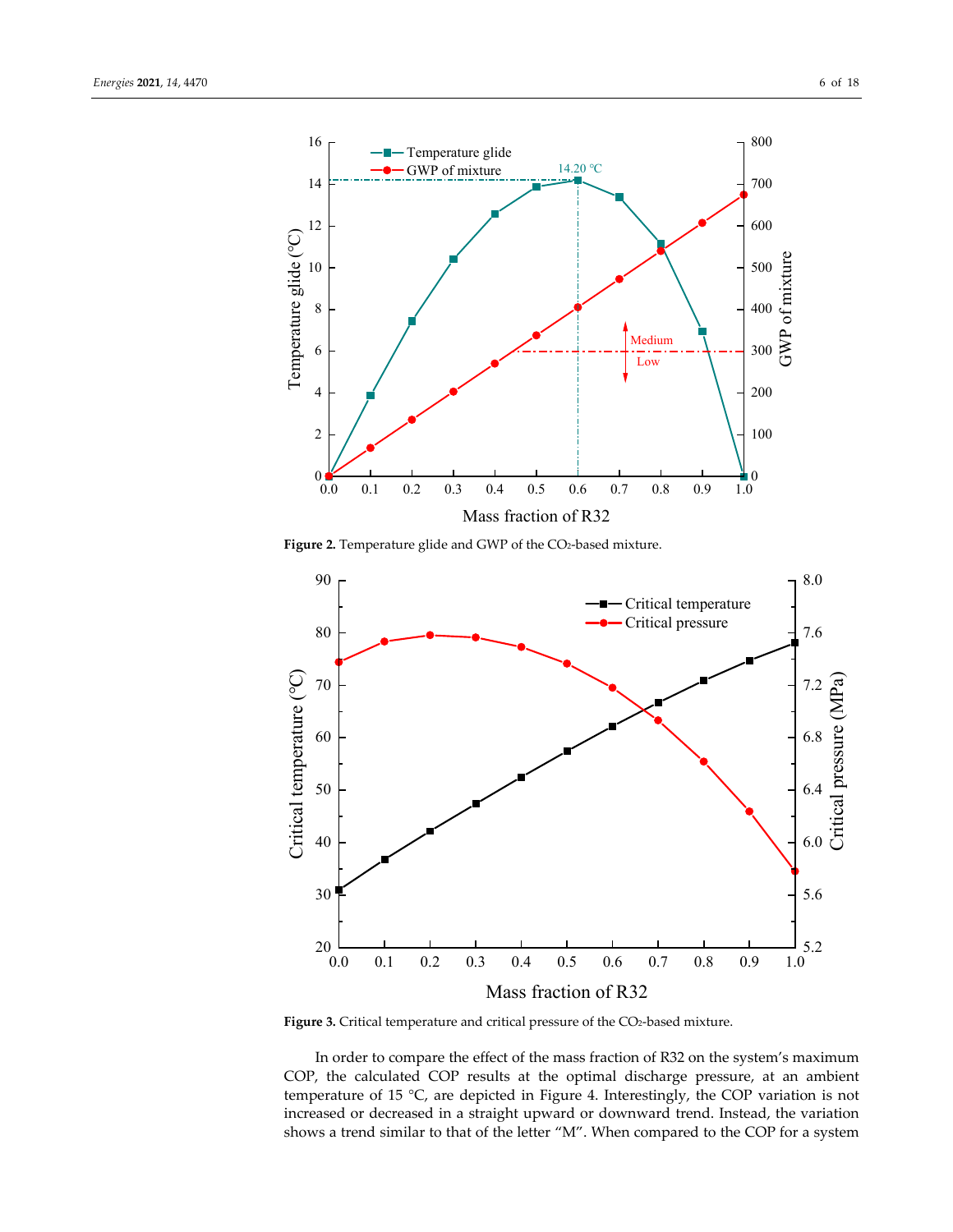**Figure 2.** Temperature glide and GWP of the $CO_2$-based mixture.

**Figure 3.** Critical temperature and critical pressure of the $CO_2$-based mixture.

In order to compare the effect of the mass fraction of R32 on the system's maximum COP, the calculated COP results at the optimal discharge pressure, at an ambient temperature of 15 °C, are depicted in Figure 4. Interestingly, the COP variation is not increased or decreased in a straight upward or downward trend. Instead, the variation shows a trend similar to that of the letter "M". When compared to the COP for a system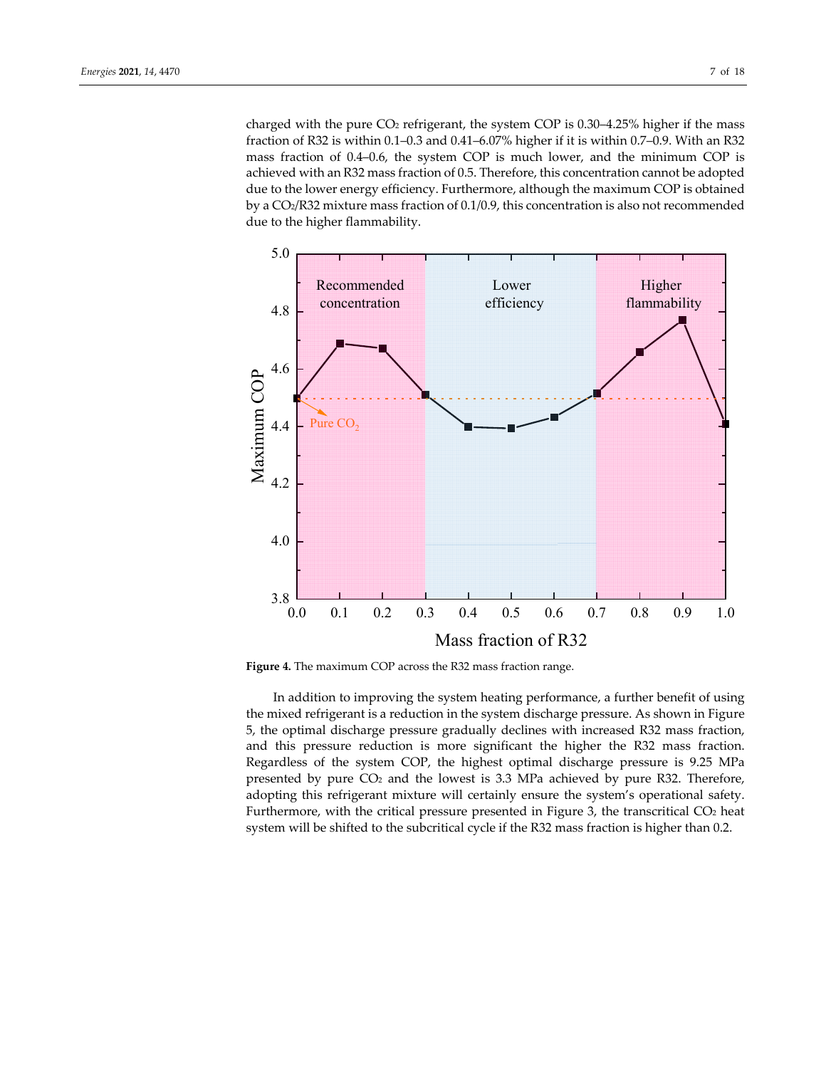charged with the pure $CO_2$ refrigerant, the system COP is 0.30–4.25% higher if the mass fraction of R32 is within 0.1–0.3 and 0.41–6.07% higher if it is within 0.7–0.9. With an R32 mass fraction of 0.4–0.6, the system COP is much lower, and the minimum COP is achieved with an R32 mass fraction of 0.5. Therefore, this concentration cannot be adopted due to the lower energy efficiency. Furthermore, although the maximum COP is obtained by a $CO_2$/R32 mixture mass fraction of 0.1/0.9, this concentration is also not recommended due to the higher flammability.

**Figure 4.** The maximum COP across the R32 mass fraction range.

In addition to improving the system heating performance, a further benefit of using the mixed refrigerant is a reduction in the system discharge pressure. As shown in Figure 5, the optimal discharge pressure gradually declines with increased R32 mass fraction, and this pressure reduction is more significant the higher the R32 mass fraction. Regardless of the system COP, the highest optimal discharge pressure is 9.25 MPa presented by pure $CO_2$ and the lowest is 3.3 MPa achieved by pure R32. Therefore, adopting this refrigerant mixture will certainly ensure the system's operational safety. Furthermore, with the critical pressure presented in Figure 3, the transcritical $CO_2$ heat system will be shifted to the subcritical cycle if the R32 mass fraction is higher than 0.2.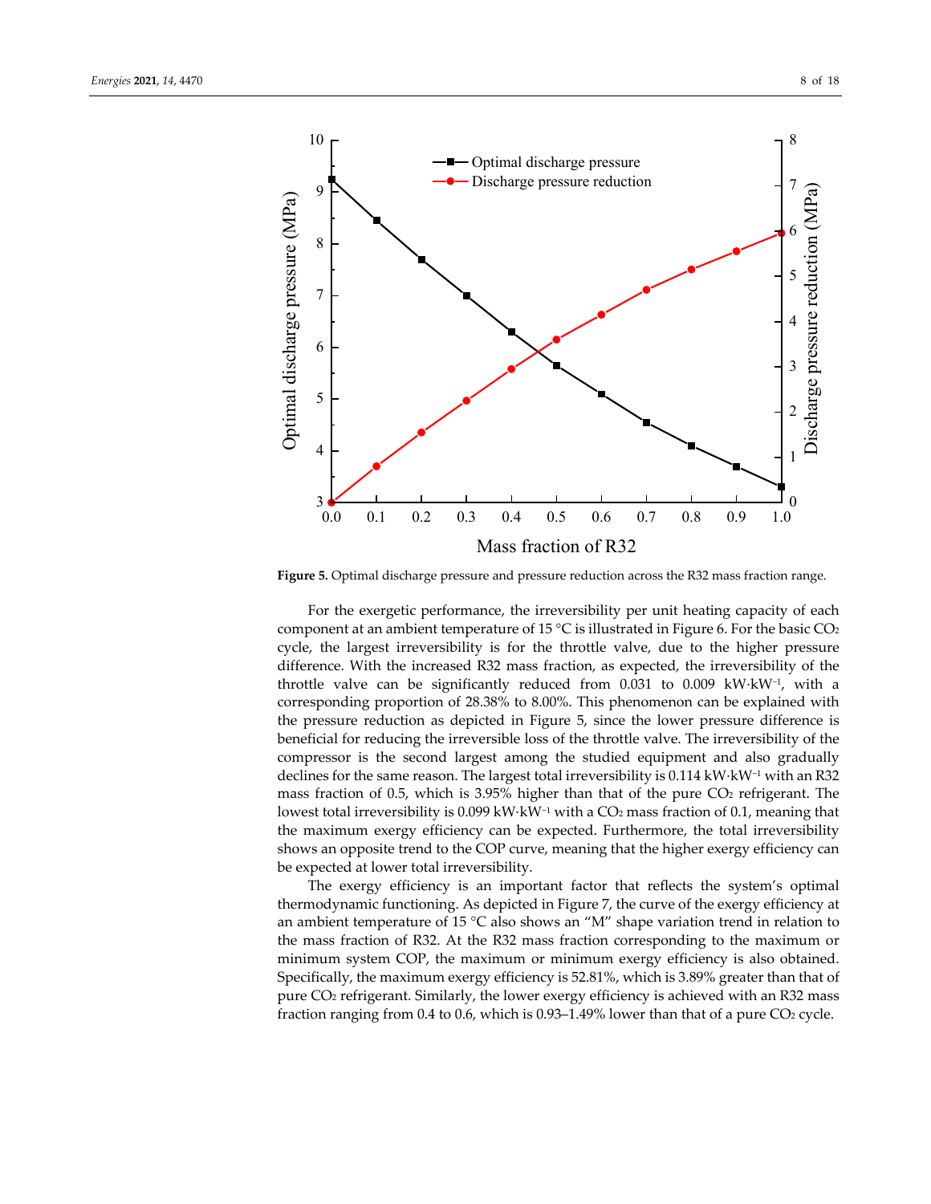**Figure 5.** Optimal discharge pressure and pressure reduction across the R32 mass fraction range.

For the exergetic performance, the irreversibility per unit heating capacity of each component at an ambient temperature of 15 °C is illustrated in Figure 6. For the basic $CO_2$ cycle, the largest irreversibility is for the throttle valve, due to the higher pressure difference. With the increased R32 mass fraction, as expected, the irreversibility of the throttle valve can be significantly reduced from 0.031 to 0.009 $kW \cdot kW^{-1}$, with a corresponding proportion of 28.38% to 8.00%. This phenomenon can be explained with the pressure reduction as depicted in Figure 5, since the lower pressure difference is beneficial for reducing the irreversible loss of the throttle valve. The irreversibility of the compressor is the second largest among the studied equipment and also gradually declines for the same reason. The largest total irreversibility is 0.114 $kW \cdot kW^{-1}$ with an R32 mass fraction of 0.5, which is 3.95% higher than that of the pure $CO_2$ refrigerant. The lowest total irreversibility is 0.099 $kW \cdot kW^{-1}$ with a $CO_2$ mass fraction of 0.1, meaning that the maximum exergy efficiency can be expected. Furthermore, the total irreversibility shows an opposite trend to the COP curve, meaning that the higher exergy efficiency can be expected at lower total irreversibility.

The exergy efficiency is an important factor that reflects the system's optimal thermodynamic functioning. As depicted in Figure 7, the curve of the exergy efficiency at an ambient temperature of 15 °C also shows an "M" shape variation trend in relation to the mass fraction of R32. At the R32 mass fraction corresponding to the maximum or minimum system COP, the maximum or minimum exergy efficiency is also obtained. Specifically, the maximum exergy efficiency is 52.81%, which is 3.89% greater than that of pure $CO_2$ refrigerant. Similarly, the lower exergy efficiency is achieved with an R32 mass fraction ranging from 0.4 to 0.6, which is 0.93–1.49% lower than that of a pure $CO_2$ cycle.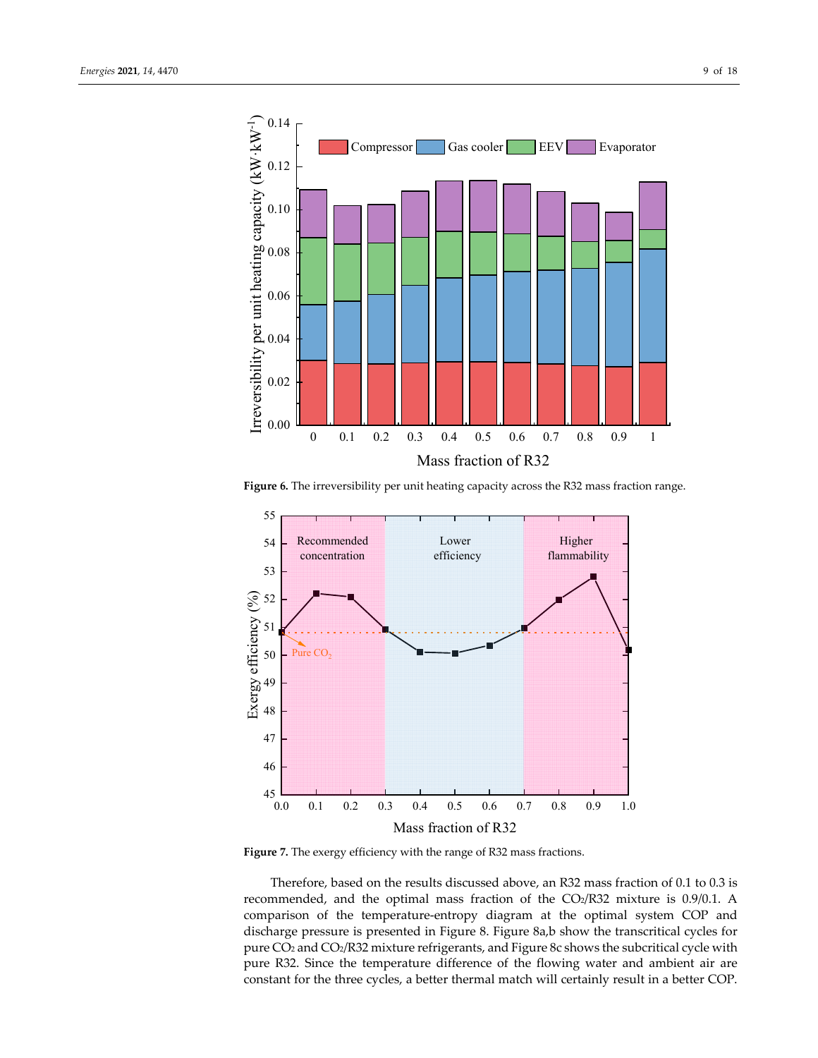**Figure 6.** The irreversibility per unit heating capacity across the R32 mass fraction range.

**Figure 7.** The exergy efficiency with the range of R32 mass fractions.

Therefore, based on the results discussed above, an R32 mass fraction of 0.1 to 0.3 is recommended, and the optimal mass fraction of the $CO_2$/R32 mixture is 0.9/0.1. A comparison of the temperature-entropy diagram at the optimal system COP and discharge pressure is presented in Figure 8. Figure 8a,b show the transcritical cycles for pure $CO_2$ and $CO_2$/R32 mixture refrigerants, and Figure 8c shows the subcritical cycle with pure R32. Since the temperature difference of the flowing water and ambient air are constant for the three cycles, a better thermal match will certainly result in a better COP.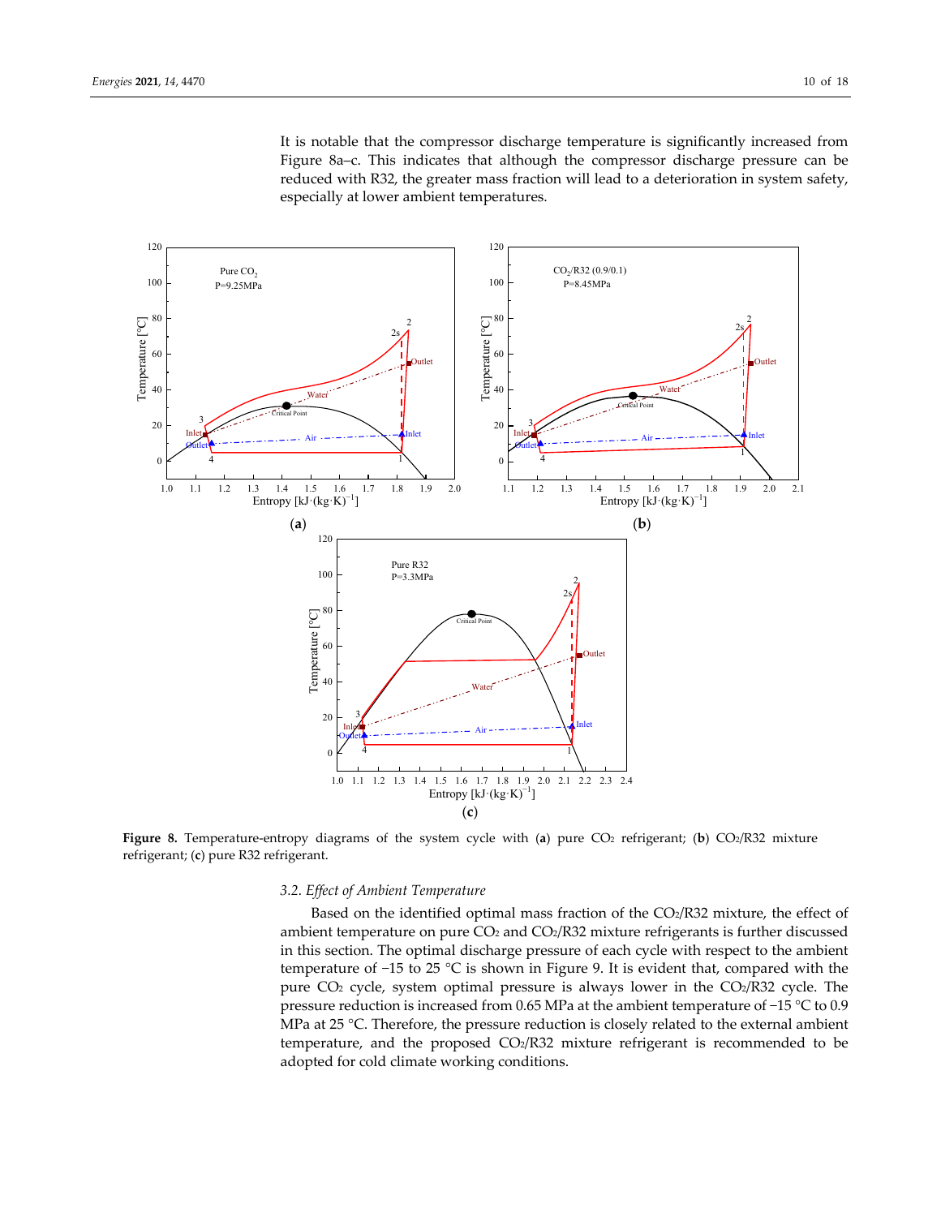It is notable that the compressor discharge temperature is significantly increased from Figure 8a–c. This indicates that although the compressor discharge pressure can be reduced with R32, the greater mass fraction will lead to a deterioration in system safety, especially at lower ambient temperatures.

**Figure 8.** Temperature-entropy diagrams of the system cycle with (**a**) pure $CO_2$ refrigerant; (**b**) $CO_2$/R32 mixture refrigerant; (**c**) pure R32 refrigerant.

### 3.2. Effect of Ambient Temperature

Based on the identified optimal mass fraction of the $CO_2$/R32 mixture, the effect of ambient temperature on pure $CO_2$ and $CO_2$/R32 mixture refrigerants is further discussed in this section. The optimal discharge pressure of each cycle with respect to the ambient temperature of −15 to 25 °C is shown in Figure 9. It is evident that, compared with the pure $CO_2$ cycle, system optimal pressure is always lower in the $CO_2$/R32 cycle. The pressure reduction is increased from 0.65 MPa at the ambient temperature of −15 °C to 0.9 MPa at 25 °C. Therefore, the pressure reduction is closely related to the external ambient temperature, and the proposed $CO_2$/R32 mixture refrigerant is recommended to be adopted for cold climate working conditions.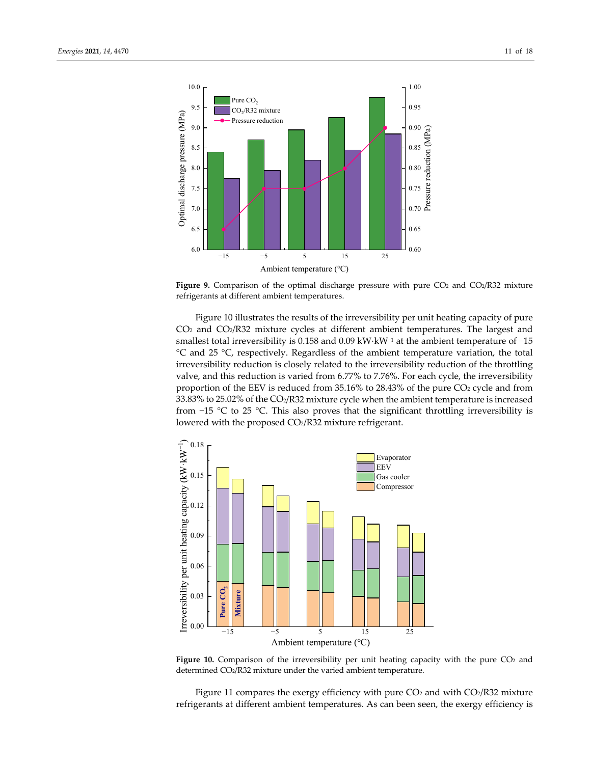**Figure 9.** Comparison of the optimal discharge pressure with pure $CO_2$ and $CO_2$/R32 mixture refrigerants at different ambient temperatures.

Figure 10 illustrates the results of the irreversibility per unit heating capacity of pure $CO_2$ and $CO_2$/R32 mixture cycles at different ambient temperatures. The largest and smallest total irreversibility is 0.158 and 0.09 kW·kW$^{-1}$ at the ambient temperature of −15 °C and 25 °C, respectively. Regardless of the ambient temperature variation, the total irreversibility reduction is closely related to the irreversibility reduction of the throttling valve, and this reduction is varied from 6.77% to 7.76%. For each cycle, the irreversibility proportion of the EEV is reduced from 35.16% to 28.43% of the pure $CO_2$ cycle and from 33.83% to 25.02% of the $CO_2$/R32 mixture cycle when the ambient temperature is increased from −15 °C to 25 °C. This also proves that the significant throttling irreversibility is lowered with the proposed $CO_2$/R32 mixture refrigerant.

**Figure 10.** Comparison of the irreversibility per unit heating capacity with the pure $CO_2$ and determined $CO_2$/R32 mixture under the varied ambient temperature.

Figure 11 compares the exergy efficiency with pure $CO_2$ and with $CO_2$/R32 mixture refrigerants at different ambient temperatures. As can been seen, the exergy efficiency is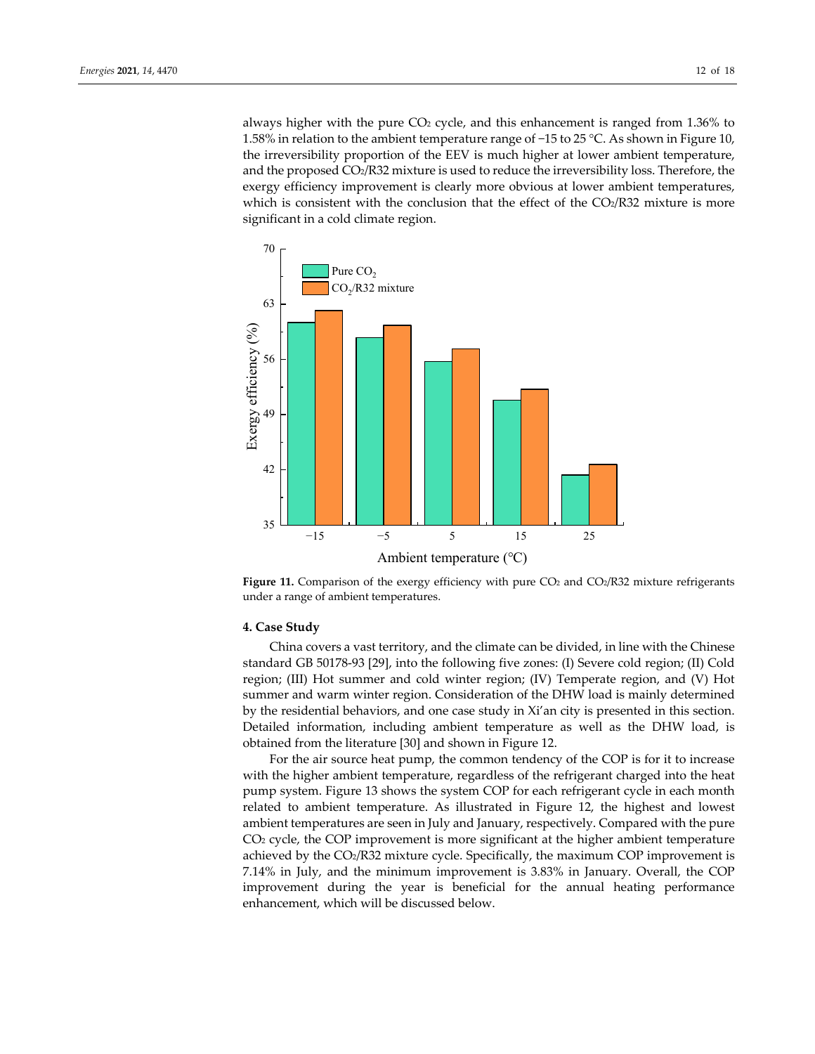always higher with the pure $CO_2$ cycle, and this enhancement is ranged from 1.36% to 1.58% in relation to the ambient temperature range of −15 to 25 °C. As shown in Figure 10, the irreversibility proportion of the EEV is much higher at lower ambient temperature, and the proposed $CO_2$/R32 mixture is used to reduce the irreversibility loss. Therefore, the exergy efficiency improvement is clearly more obvious at lower ambient temperatures, which is consistent with the conclusion that the effect of the $CO_2$/R32 mixture is more significant in a cold climate region.

**Figure 11.** Comparison of the exergy efficiency with pure $CO_2$ and $CO_2$/R32 mixture refrigerants under a range of ambient temperatures.

## 4. Case Study

China covers a vast territory, and the climate can be divided, in line with the Chinese standard GB 50178-93 [29], into the following five zones: (I) Severe cold region; (II) Cold region; (III) Hot summer and cold winter region; (IV) Temperate region, and (V) Hot summer and warm winter region. Consideration of the DHW load is mainly determined by the residential behaviors, and one case study in Xi'an city is presented in this section. Detailed information, including ambient temperature as well as the DHW load, is obtained from the literature [30] and shown in Figure 12.

For the air source heat pump, the common tendency of the COP is for it to increase with the higher ambient temperature, regardless of the refrigerant charged into the heat pump system. Figure 13 shows the system COP for each refrigerant cycle in each month related to ambient temperature. As illustrated in Figure 12, the highest and lowest ambient temperatures are seen in July and January, respectively. Compared with the pure $CO_2$ cycle, the COP improvement is more significant at the higher ambient temperature achieved by the $CO_2$/R32 mixture cycle. Specifically, the maximum COP improvement is 7.14% in July, and the minimum improvement is 3.83% in January. Overall, the COP improvement during the year is beneficial for the annual heating performance enhancement, which will be discussed below.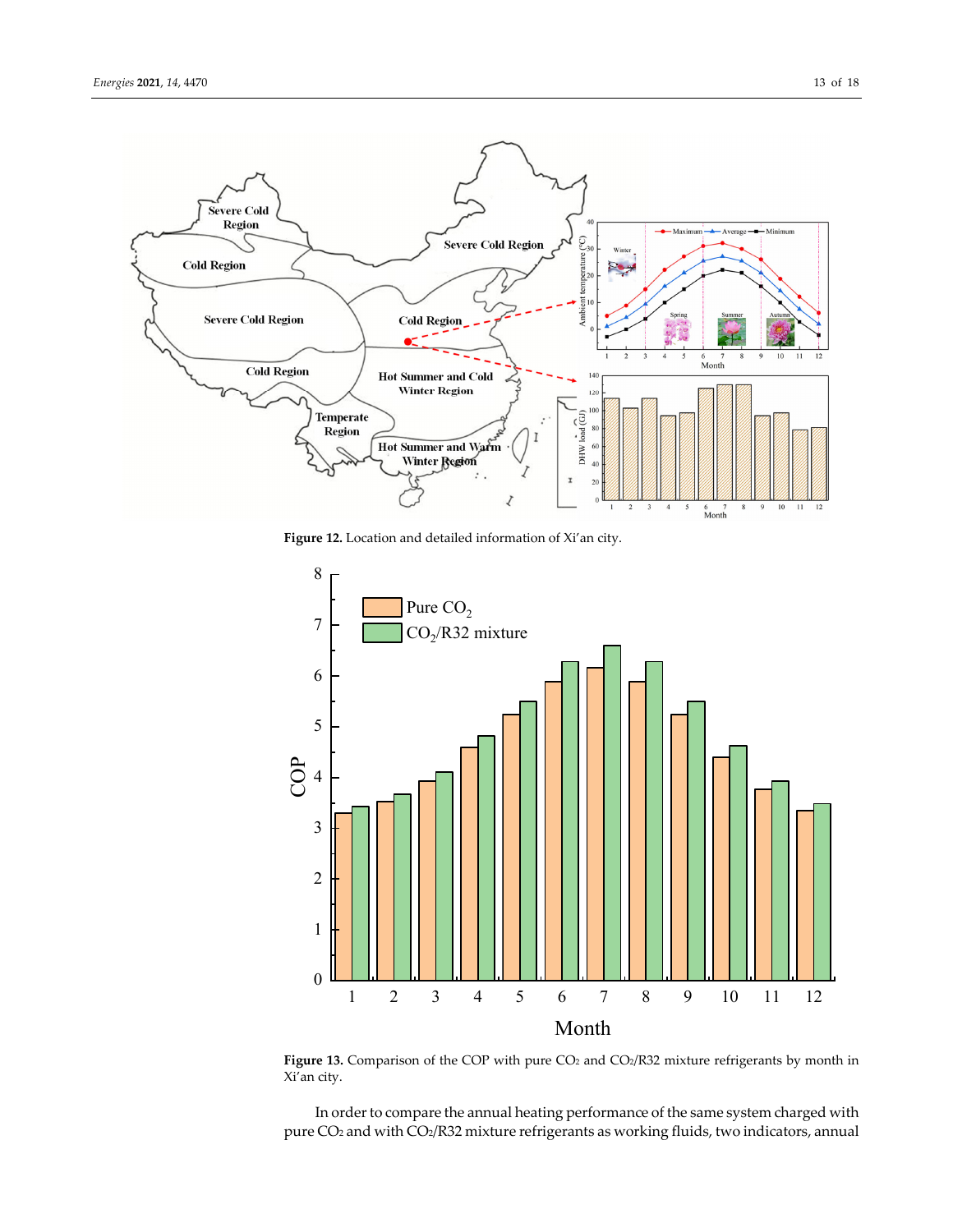**Figure 12.** Location and detailed information of Xi'an city.

**Figure 13.** Comparison of the COP with pure $CO_2$ and $CO_2$/R32 mixture refrigerants by month in Xi'an city.

In order to compare the annual heating performance of the same system charged with pure $CO_2$ and with $CO_2$/R32 mixture refrigerants as working fluids, two indicators, annual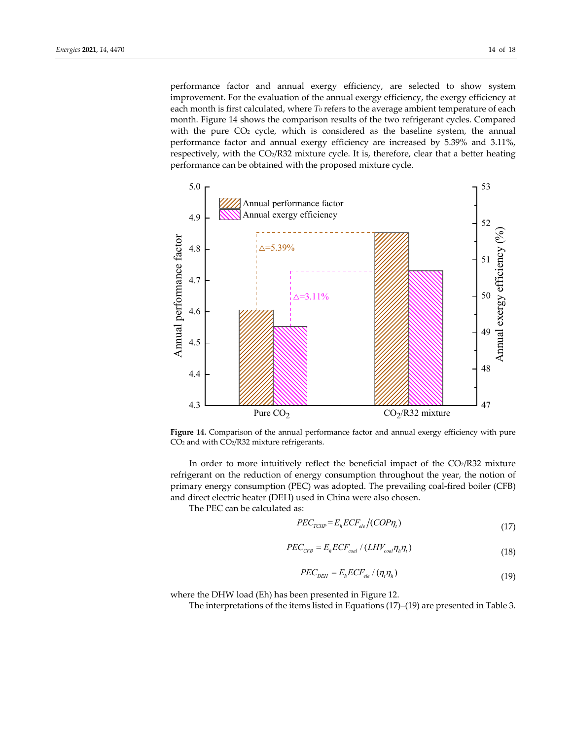performance factor and annual exergy efficiency, are selected to show system improvement. For the evaluation of the annual exergy efficiency, the exergy efficiency at each month is first calculated, where $T_0$ refers to the average ambient temperature of each month. Figure 14 shows the comparison results of the two refrigerant cycles. Compared with the pure $CO_2$ cycle, which is considered as the baseline system, the annual performance factor and annual exergy efficiency are increased by 5.39% and 3.11%, respectively, with the $CO_2$/R32 mixture cycle. It is, therefore, clear that a better heating performance can be obtained with the proposed mixture cycle.

**Figure 14.** Comparison of the annual performance factor and annual exergy efficiency with pure $CO_2$ and with $CO_2$/R32 mixture refrigerants.

In order to more intuitively reflect the beneficial impact of the $CO_2$/R32 mixture refrigerant on the reduction of energy consumption throughout the year, the notion of primary energy consumption (PEC) was adopted. The prevailing coal-fired boiler (CFB) and direct electric heater (DEH) used in China were also chosen.

The PEC can be calculated as:

$$PEC_{TCHP} = E_h ECF_{ele} / (COP \eta_t) \tag{17}$$

$$PEC_{CFB} = E_h ECF_{coal} / (LHV_{coal} \eta_h \eta_t) \tag{18}$$

$$PEC_{DEH} = E_h ECF_{ele} / (\eta_t \eta_h) \tag{19}$$

where the DHW load (Eh) has been presented in Figure 12.

The interpretations of the items listed in Equations (17)–(19) are presented in Table 3.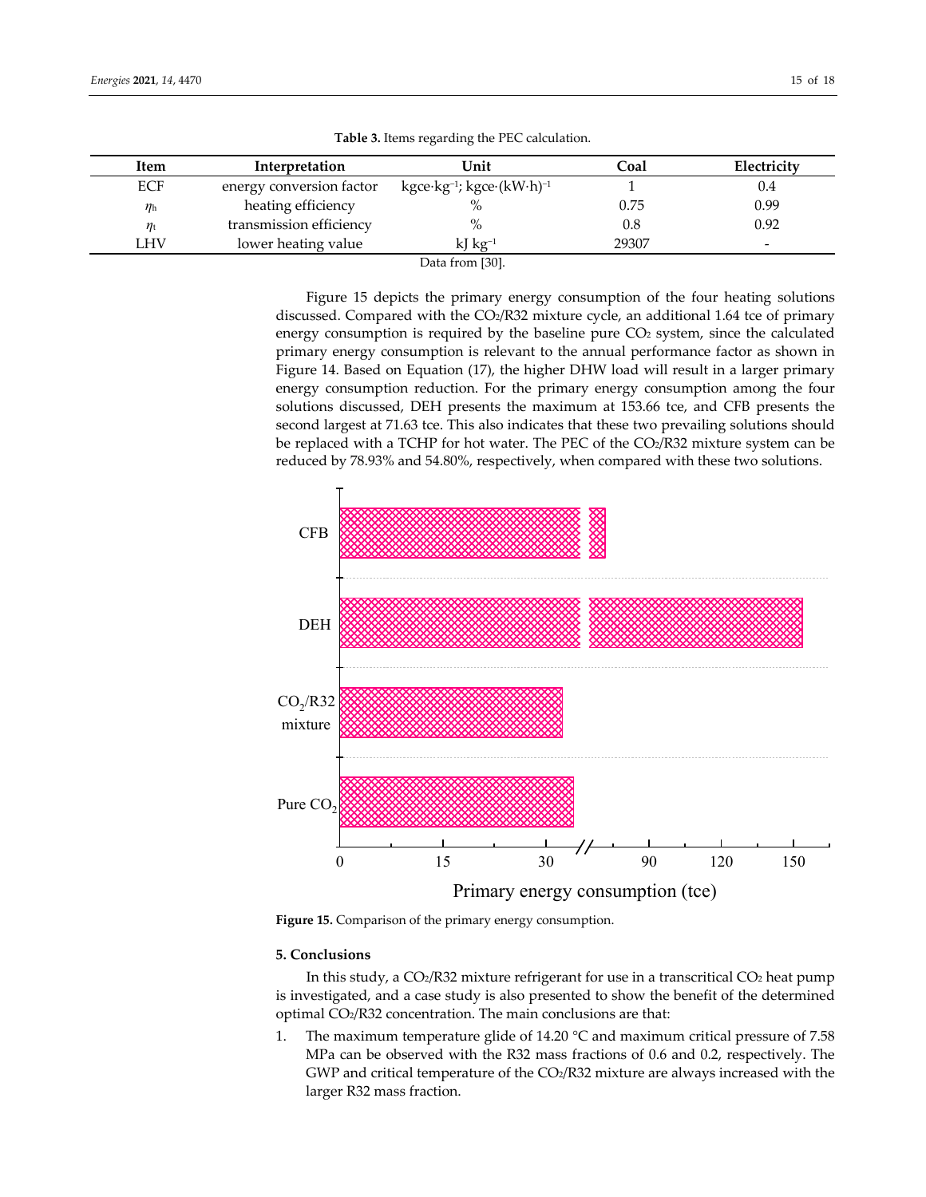**Table 3.** Items regarding the PEC calculation.

| Item | Interpretation | Unit | Coal | Electricity |
|---|---|---|---|---|
| ECF | energy conversion factor | kgce·kg$^{-1}$; kgce·(kW·h)$^{-1}$ | 1 | 0.4 |
| $\eta_h$ | heating efficiency | % | 0.75 | 0.99 |
| $\eta_t$ | transmission efficiency | % | 0.8 | 0.92 |
| LHV | lower heating value | kJ kg$^{-1}$ | 29307 | - |

Data from [30].

Figure 15 depicts the primary energy consumption of the four heating solutions discussed. Compared with the $CO_2$/R32 mixture cycle, an additional 1.64 tce of primary energy consumption is required by the baseline pure $CO_2$ system, since the calculated primary energy consumption is relevant to the annual performance factor as shown in Figure 14. Based on Equation (17), the higher DHW load will result in a larger primary energy consumption reduction. For the primary energy consumption among the four solutions discussed, DEH presents the maximum at 153.66 tce, and CFB presents the second largest at 71.63 tce. This also indicates that these two prevailing solutions should be replaced with a TCHP for hot water. The PEC of the $CO_2$/R32 mixture system can be reduced by 78.93% and 54.80%, respectively, when compared with these two solutions.

**Figure 15.** Comparison of the primary energy consumption.

## 5. Conclusions

In this study, a $CO_2$/R32 mixture refrigerant for use in a transcritical $CO_2$ heat pump is investigated, and a case study is also presented to show the benefit of the determined optimal $CO_2$/R32 concentration. The main conclusions are that:

1. The maximum temperature glide of 14.20 °C and maximum critical pressure of 7.58 MPa can be observed with the R32 mass fractions of 0.6 and 0.2, respectively. The GWP and critical temperature of the $CO_2$/R32 mixture are always increased with the larger R32 mass fraction.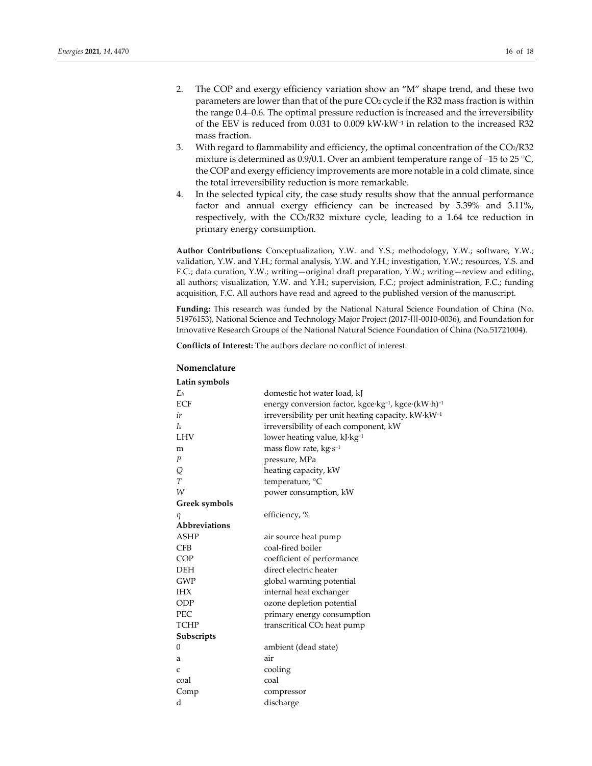2. The COP and exergy efficiency variation show an "M" shape trend, and these two parameters are lower than that of the pure $CO_2$ cycle if the R32 mass fraction is within the range 0.4–0.6. The optimal pressure reduction is increased and the irreversibility of the EEV is reduced from 0.031 to 0.009 $kW \cdot kW^{-1}$ in relation to the increased R32 mass fraction.
3. With regard to flammability and efficiency, the optimal concentration of the $CO_2$/R32 mixture is determined as 0.9/0.1. Over an ambient temperature range of −15 to 25 °C, the COP and exergy efficiency improvements are more notable in a cold climate, since the total irreversibility reduction is more remarkable.
4. In the selected typical city, the case study results show that the annual performance factor and annual exergy efficiency can be increased by 5.39% and 3.11%, respectively, with the $CO_2$/R32 mixture cycle, leading to a 1.64 tce reduction in primary energy consumption.

**Author Contributions:** Conceptualization, Y.W. and Y.S.; methodology, Y.W.; software, Y.W.; validation, Y.W. and Y.H.; formal analysis, Y.W. and Y.H.; investigation, Y.W.; resources, Y.S. and F.C.; data curation, Y.W.; writing—original draft preparation, Y.W.; writing—review and editing, all authors; visualization, Y.W. and Y.H.; supervision, F.C.; project administration, F.C.; funding acquisition, F.C. All authors have read and agreed to the published version of the manuscript.

**Funding:** This research was funded by the National Natural Science Foundation of China (No. 51976153), National Science and Technology Major Project (2017-III-0010-0036), and Foundation for Innovative Research Groups of the National Natural Science Foundation of China (No.51721004).

**Conflicts of Interest:** The authors declare no conflict of interest.

## Nomenclature

| **Latin symbols** | |
|---|---|
| $E_h$ | domestic hot water load, kJ |
| ECF | energy conversion factor, $kgce \cdot kg^{-1}$, $kgce \cdot (kW \cdot h)^{-1}$ |
| $ir$ | irreversibility per unit heating capacity, $kW \cdot kW^{-1}$ |
| $I_k$ | irreversibility of each component, kW |
| LHV | lower heating value, $kJ \cdot kg^{-1}$ |
| m | mass flow rate, $kg \cdot s^{-1}$ |
| $P$ | pressure, MPa |
| $Q$ | heating capacity, kW |
| $T$ | temperature, °C |
| $W$ | power consumption, kW |
| **Greek symbols** | |
| $\eta$ | efficiency, % |
| **Abbreviations** | |
| ASHP | air source heat pump |
| CFB | coal-fired boiler |
| COP | coefficient of performance |
| DEH | direct electric heater |
| GWP | global warming potential |
| IHX | internal heat exchanger |
| ODP | ozone depletion potential |
| PEC | primary energy consumption |
| TCHP | transcritical $CO_2$ heat pump |
| **Subscripts** | |
| 0 | ambient (dead state) |
| a | air |
| c | cooling |
| coal | coal |
| Comp | compressor |
| d | discharge |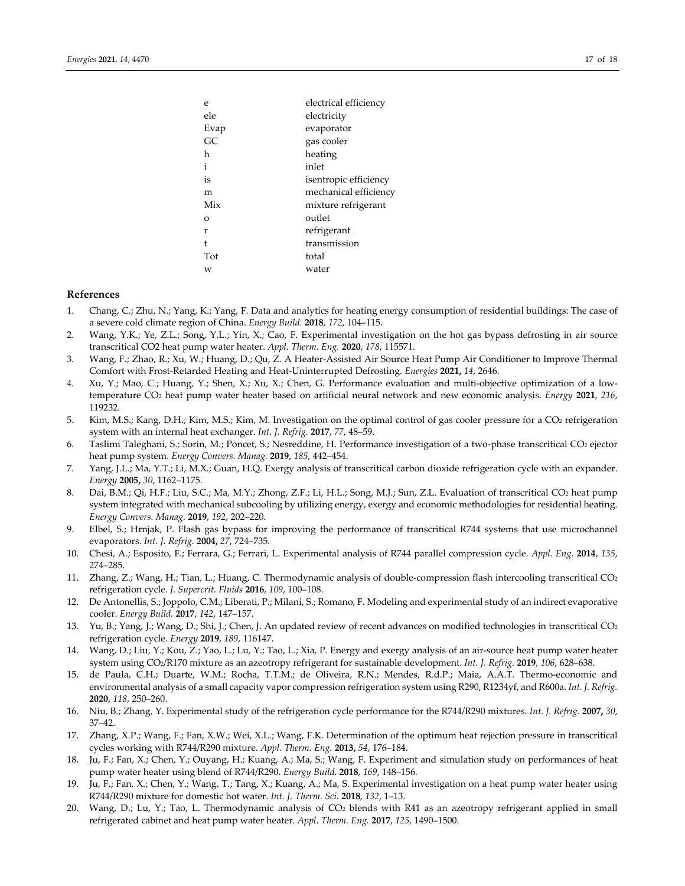| | |
|---|---|
| e | electrical efficiency |
| ele | electricity |
| Evap | evaporator |
| GC | gas cooler |
| h | heating |
| i | inlet |
| is | isentropic efficiency |
| m | mechanical efficiency |
| Mix | mixture refrigerant |
| o | outlet |
| r | refrigerant |
| t | transmission |
| Tot | total |
| w | water |

## References

1. Chang, C.; Zhu, N.; Yang, K.; Yang, F. Data and analytics for heating energy consumption of residential buildings: The case of a severe cold climate region of China. *Energy Build.* **2018**, *172*, 104–115.
2. Wang, Y.K.; Ye, Z.L.; Song, Y.L.; Yin, X.; Cao, F. Experimental investigation on the hot gas bypass defrosting in air source transcritical CO2 heat pump water heater. *Appl. Therm. Eng.* **2020**, *178*, 115571.
3. Wang, F.; Zhao, R.; Xu, W.; Huang, D.; Qu, Z. A Heater-Assisted Air Source Heat Pump Air Conditioner to Improve Thermal Comfort with Frost-Retarded Heating and Heat-Uninterrupted Defrosting. *Energies* **2021,** *14*, 2646.
4. Xu, Y.; Mao, C.; Huang, Y.; Shen, X.; Xu, X.; Chen, G. Performance evaluation and multi-objective optimization of a low-temperature $CO_2$ heat pump water heater based on artificial neural network and new economic analysis. *Energy* **2021**, *216*, 119232.
5. Kim, M.S.; Kang, D.H.; Kim, M.S.; Kim, M. Investigation on the optimal control of gas cooler pressure for a $CO_2$ refrigeration system with an internal heat exchanger. *Int. J. Refrig.* **2017**, *77*, 48–59.
6. Taslimi Taleghani, S.; Sorin, M.; Poncet, S.; Nesreddine, H. Performance investigation of a two-phase transcritical $CO_2$ ejector heat pump system. *Energy Convers. Manag.* **2019**, *185*, 442–454.
7. Yang, J.L.; Ma, Y.T.; Li, M.X.; Guan, H.Q. Exergy analysis of transcritical carbon dioxide refrigeration cycle with an expander. *Energy* **2005,** *30*, 1162–1175.
8. Dai, B.M.; Qi, H.F.; Liu, S.C.; Ma, M.Y.; Zhong, Z.F.; Li, H.L.; Song, M.J.; Sun, Z.L. Evaluation of transcritical $CO_2$ heat pump system integrated with mechanical subcooling by utilizing energy, exergy and economic methodologies for residential heating. *Energy Convers. Manag.* **2019**, *192*, 202–220.
9. Elbel, S.; Hrnjak, P. Flash gas bypass for improving the performance of transcritical R744 systems that use microchannel evaporators. *Int. J. Refrig.* **2004,** *27*, 724–735.
10. Chesi, A.; Esposito, F.; Ferrara, G.; Ferrari, L. Experimental analysis of R744 parallel compression cycle. *Appl. Eng.* **2014**, *135*, 274–285.
11. Zhang, Z.; Wang, H.; Tian, L.; Huang, C. Thermodynamic analysis of double-compression flash intercooling transcritical $CO_2$ refrigeration cycle. *J. Supercrit. Fluids* **2016**, *109*, 100–108.
12. De Antonellis, S.; Joppolo, C.M.; Liberati, P.; Milani, S.; Romano, F. Modeling and experimental study of an indirect evaporative cooler. *Energy Build.* **2017**, *142*, 147–157.
13. Yu, B.; Yang, J.; Wang, D.; Shi, J.; Chen, J. An updated review of recent advances on modified technologies in transcritical $CO_2$ refrigeration cycle. *Energy* **2019**, *189*, 116147.
14. Wang, D.; Liu, Y.; Kou, Z.; Yao, L.; Lu, Y.; Tao, L.; Xia, P. Energy and exergy analysis of an air-source heat pump water heater system using $CO_2$/R170 mixture as an azeotropy refrigerant for sustainable development. *Int. J. Refrig.* **2019**, *106*, 628–638.
15. de Paula, C.H.; Duarte, W.M.; Rocha, T.T.M.; de Oliveira, R.N.; Mendes, R.d.P.; Maia, A.A.T. Thermo-economic and environmental analysis of a small capacity vapor compression refrigeration system using R290, R1234yf, and R600a. *Int. J. Refrig.* **2020**, *118*, 250–260.
16. Niu, B.; Zhang, Y. Experimental study of the refrigeration cycle performance for the R744/R290 mixtures. *Int. J. Refrig.* **2007,** *30*, 37–42.
17. Zhang, X.P.; Wang, F.; Fan, X.W.; Wei, X.L.; Wang, F.K. Determination of the optimum heat rejection pressure in transcritical cycles working with R744/R290 mixture. *Appl. Therm. Eng.* **2013,** *54*, 176–184.
18. Ju, F.; Fan, X.; Chen, Y.; Ouyang, H.; Kuang, A.; Ma, S.; Wang, F. Experiment and simulation study on performances of heat pump water heater using blend of R744/R290. *Energy Build.* **2018**, *169*, 148–156.
19. Ju, F.; Fan, X.; Chen, Y.; Wang, T.; Tang, X.; Kuang, A.; Ma, S. Experimental investigation on a heat pump water heater using R744/R290 mixture for domestic hot water. *Int. J. Therm. Sci.* **2018**, *132*, 1–13.
20. Wang, D.; Lu, Y.; Tao, L. Thermodynamic analysis of $CO_2$ blends with R41 as an azeotropy refrigerant applied in small refrigerated cabinet and heat pump water heater. *Appl. Therm. Eng.* **2017**, *125*, 1490–1500.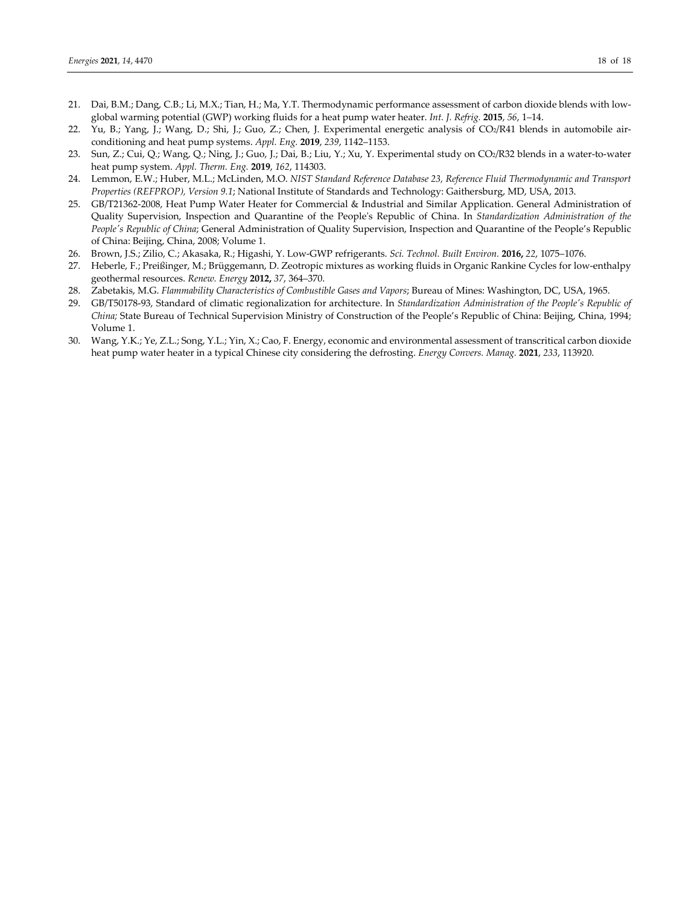21. Dai, B.M.; Dang, C.B.; Li, M.X.; Tian, H.; Ma, Y.T. Thermodynamic performance assessment of carbon dioxide blends with low-global warming potential (GWP) working fluids for a heat pump water heater. *Int. J. Refrig.* **2015**, *56*, 1–14.
22. Yu, B.; Yang, J.; Wang, D.; Shi, J.; Guo, Z.; Chen, J. Experimental energetic analysis of $CO_2$/R41 blends in automobile air-conditioning and heat pump systems. *Appl. Eng.* **2019**, *239*, 1142–1153.
23. Sun, Z.; Cui, Q.; Wang, Q.; Ning, J.; Guo, J.; Dai, B.; Liu, Y.; Xu, Y. Experimental study on $CO_2$/R32 blends in a water-to-water heat pump system. *Appl. Therm. Eng.* **2019**, *162*, 114303.
24. Lemmon, E.W.; Huber, M.L.; McLinden, M.O. *NIST Standard Reference Database 23, Reference Fluid Thermodynamic and Transport Properties (REFPROP), Version 9.1*; National Institute of Standards and Technology: Gaithersburg, MD, USA, 2013.
25. GB/T21362-2008, Heat Pump Water Heater for Commercial & Industrial and Similar Application. General Administration of Quality Supervision, Inspection and Quarantine of the People's Republic of China. In *Standardization Administration of the People's Republic of China*; General Administration of Quality Supervision, Inspection and Quarantine of the People's Republic of China: Beijing, China, 2008; Volume 1.
26. Brown, J.S.; Zilio, C.; Akasaka, R.; Higashi, Y. Low-GWP refrigerants. *Sci. Technol. Built Environ.* **2016,** *22*, 1075–1076.
27. Heberle, F.; Preißinger, M.; Brüggemann, D. Zeotropic mixtures as working fluids in Organic Rankine Cycles for low-enthalpy geothermal resources. *Renew. Energy* **2012,** *37*, 364–370.
28. Zabetakis, M.G. *Flammability Characteristics of Combustible Gases and Vapors*; Bureau of Mines: Washington, DC, USA, 1965.
29. GB/T50178-93, Standard of climatic regionalization for architecture. In *Standardization Administration of the People's Republic of China;* State Bureau of Technical Supervision Ministry of Construction of the People's Republic of China: Beijing, China, 1994; Volume 1.
30. Wang, Y.K.; Ye, Z.L.; Song, Y.L.; Yin, X.; Cao, F. Energy, economic and environmental assessment of transcritical carbon dioxide heat pump water heater in a typical Chinese city considering the defrosting. *Energy Convers. Manag.* **2021**, *233*, 113920.